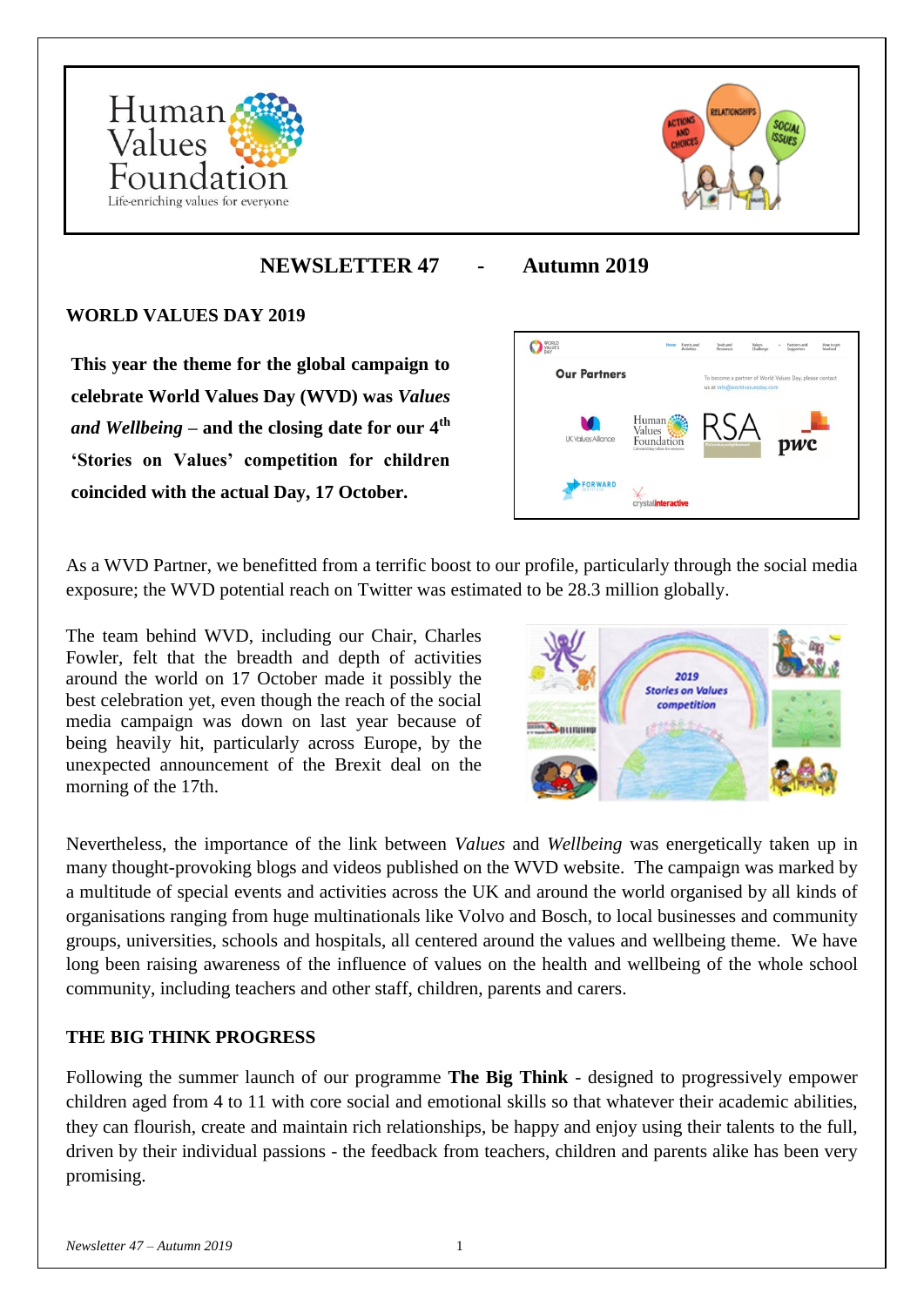# NEWSLETTER 47 - Autumn 2019

## WORLD VALUES DAY 2019

**This year the theme for the global campaign to celebrate World Values Day (WVD) was *Values and Wellbeing* – and the closing date for our 4th 'Stories on Values' competition for children coincided with the actual Day, 17 October.**

As a WVD Partner, we benefitted from a terrific boost to our profile, particularly through the social media exposure; the WVD potential reach on Twitter was estimated to be 28.3 million globally.

The team behind WVD, including our Chair, Charles Fowler, felt that the breadth and depth of activities around the world on 17 October made it possibly the best celebration yet, even though the reach of the social media campaign was down on last year because of being heavily hit, particularly across Europe, by the unexpected announcement of the Brexit deal on the morning of the 17th.

Nevertheless, the importance of the link between *Values* and *Wellbeing* was energetically taken up in many thought-provoking blogs and videos published on the WVD website. The campaign was marked by a multitude of special events and activities across the UK and around the world organised by all kinds of organisations ranging from huge multinationals like Volvo and Bosch, to local businesses and community groups, universities, schools and hospitals, all centered around the values and wellbeing theme. We have long been raising awareness of the influence of values on the health and wellbeing of the whole school community, including teachers and other staff, children, parents and carers.

## THE BIG THINK PROGRESS

Following the summer launch of our programme **The Big Think** - designed to progressively empower children aged from 4 to 11 with core social and emotional skills so that whatever their academic abilities, they can flourish, create and maintain rich relationships, be happy and enjoy using their talents to the full, driven by their individual passions - the feedback from teachers, children and parents alike has been very promising.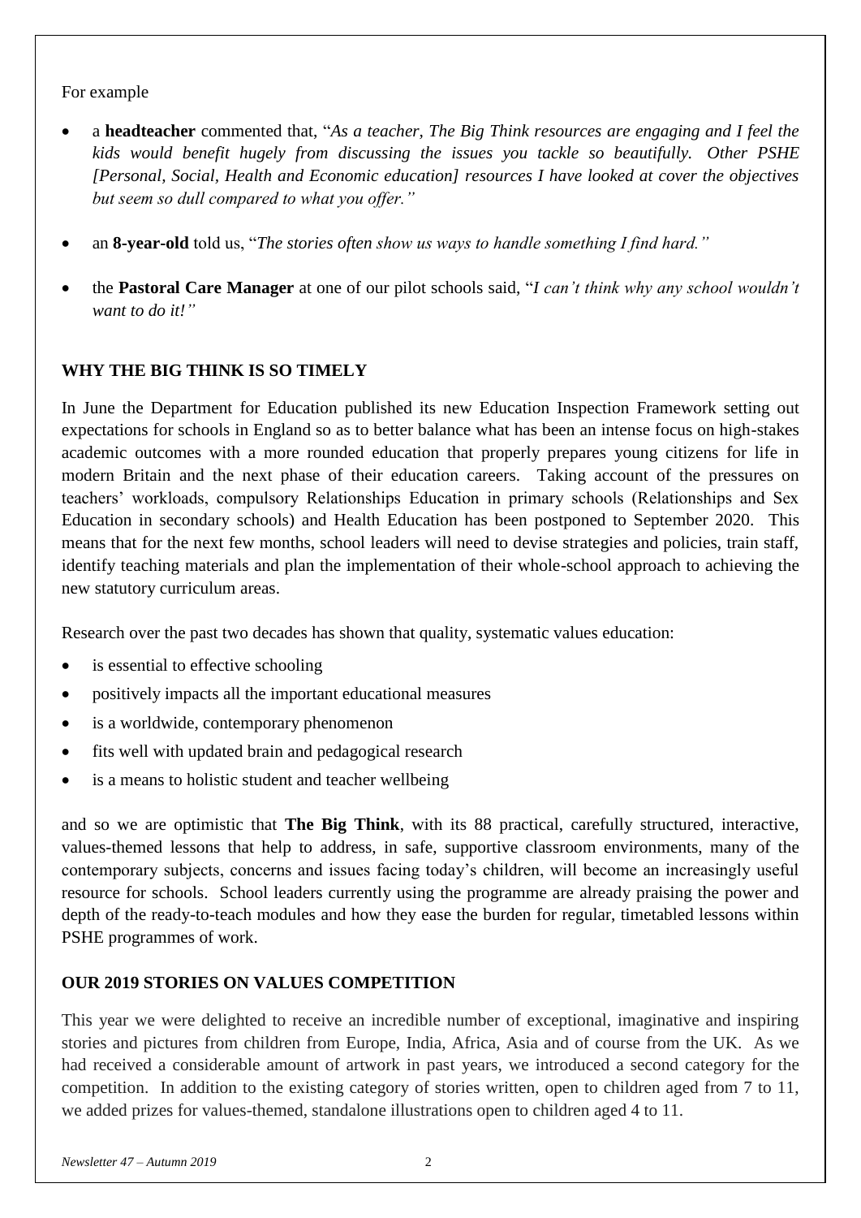For example

- a **headteacher** commented that, "*As a teacher, The Big Think resources are engaging and I feel the kids would benefit hugely from discussing the issues you tackle so beautifully. Other PSHE [Personal, Social, Health and Economic education] resources I have looked at cover the objectives but seem so dull compared to what you offer.*"
- an **8-year-old** told us, "*The stories often show us ways to handle something I find hard.*"
- the **Pastoral Care Manager** at one of our pilot schools said, "*I can't think why any school wouldn't want to do it!*"

## WHY THE BIG THINK IS SO TIMELY

In June the Department for Education published its new Education Inspection Framework setting out expectations for schools in England so as to better balance what has been an intense focus on high-stakes academic outcomes with a more rounded education that properly prepares young citizens for life in modern Britain and the next phase of their education careers. Taking account of the pressures on teachers' workloads, compulsory Relationships Education in primary schools (Relationships and Sex Education in secondary schools) and Health Education has been postponed to September 2020. This means that for the next few months, school leaders will need to devise strategies and policies, train staff, identify teaching materials and plan the implementation of their whole-school approach to achieving the new statutory curriculum areas.

Research over the past two decades has shown that quality, systematic values education:

- is essential to effective schooling
- positively impacts all the important educational measures
- is a worldwide, contemporary phenomenon
- fits well with updated brain and pedagogical research
- is a means to holistic student and teacher wellbeing

and so we are optimistic that **The Big Think**, with its 88 practical, carefully structured, interactive, values-themed lessons that help to address, in safe, supportive classroom environments, many of the contemporary subjects, concerns and issues facing today's children, will become an increasingly useful resource for schools. School leaders currently using the programme are already praising the power and depth of the ready-to-teach modules and how they ease the burden for regular, timetabled lessons within PSHE programmes of work.

## OUR 2019 STORIES ON VALUES COMPETITION

This year we were delighted to receive an incredible number of exceptional, imaginative and inspiring stories and pictures from children from Europe, India, Africa, Asia and of course from the UK. As we had received a considerable amount of artwork in past years, we introduced a second category for the competition. In addition to the existing category of stories written, open to children aged from 7 to 11, we added prizes for values-themed, standalone illustrations open to children aged 4 to 11.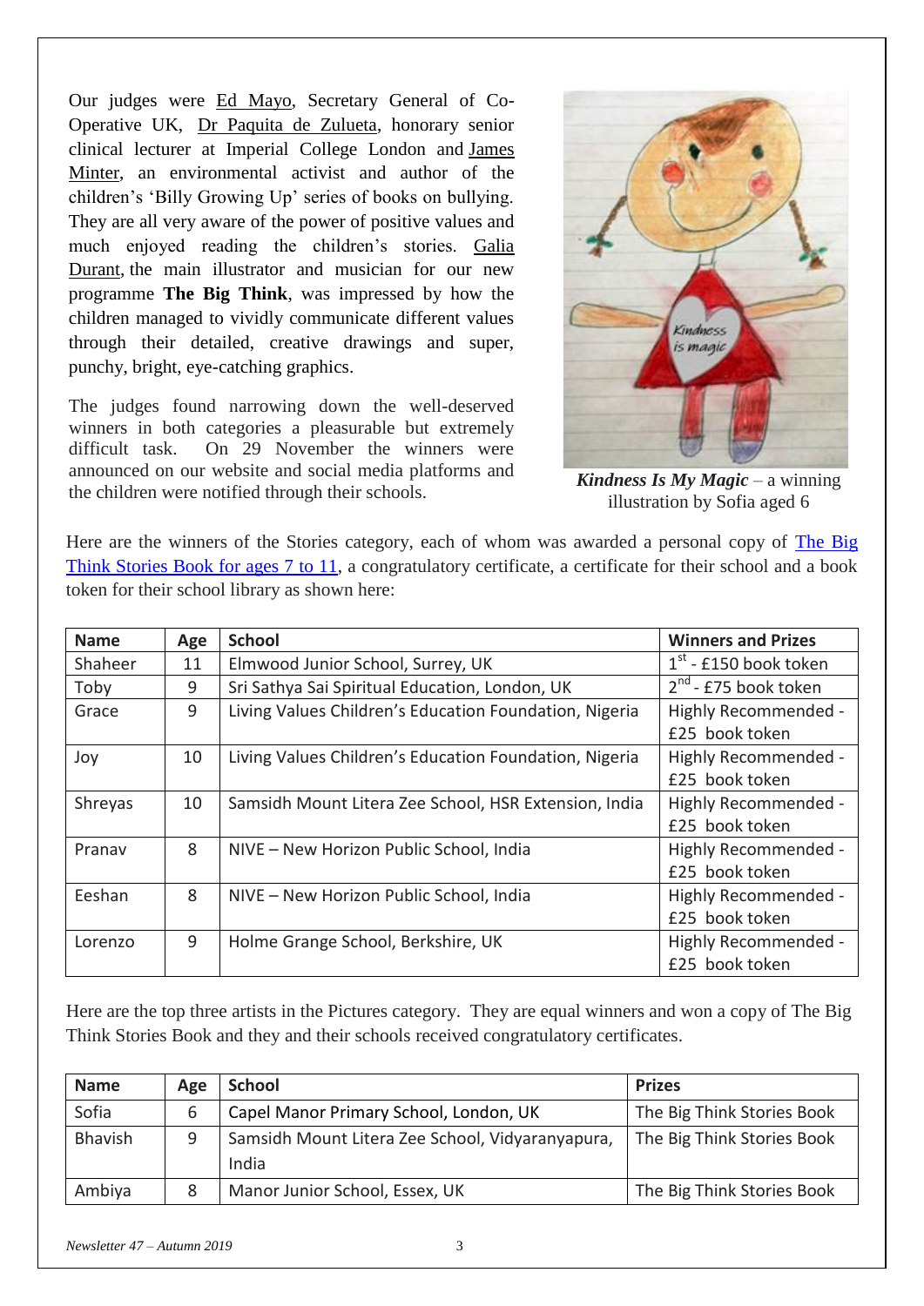Our judges were Ed Mayo, Secretary General of Co-Operative UK, Dr Paquita de Zulueta, honorary senior clinical lecturer at Imperial College London and James Minter, an environmental activist and author of the children's 'Billy Growing Up' series of books on bullying. They are all very aware of the power of positive values and much enjoyed reading the children's stories. Galia Durant, the main illustrator and musician for our new programme **The Big Think**, was impressed by how the children managed to vividly communicate different values through their detailed, creative drawings and super, punchy, bright, eye-catching graphics.

The judges found narrowing down the well-deserved winners in both categories a pleasurable but extremely difficult task. On 29 November the winners were announced on our website and social media platforms and the children were notified through their schools.

***Kindness Is My Magic*** – a winning illustration by Sofia aged 6

Here are the winners of the Stories category, each of whom was awarded a personal copy of The Big Think Stories Book for ages 7 to 11, a congratulatory certificate, a certificate for their school and a book token for their school library as shown here:

| Name | Age | School | Winners and Prizes |
|---|---|---|---|
| Shaheer | 11 | Elmwood Junior School, Surrey, UK | 1st - £150 book token |
| Toby | 9 | Sri Sathya Sai Spiritual Education, London, UK | 2nd - £75 book token |
| Grace | 9 | Living Values Children's Education Foundation, Nigeria | Highly Recommended - £25 book token |
| Joy | 10 | Living Values Children's Education Foundation, Nigeria | Highly Recommended - £25 book token |
| Shreyas | 10 | Samsidh Mount Litera Zee School, HSR Extension, India | Highly Recommended - £25 book token |
| Pranav | 8 | NIVE – New Horizon Public School, India | Highly Recommended - £25 book token |
| Eeshan | 8 | NIVE – New Horizon Public School, India | Highly Recommended - £25 book token |
| Lorenzo | 9 | Holme Grange School, Berkshire, UK | Highly Recommended - £25 book token |

Here are the top three artists in the Pictures category. They are equal winners and won a copy of The Big Think Stories Book and they and their schools received congratulatory certificates.

| Name | Age | School | Prizes |
|---|---|---|---|
| Sofia | 6 | Capel Manor Primary School, London, UK | The Big Think Stories Book |
| Bhavish | 9 | Samsidh Mount Litera Zee School, Vidyaranyapura, India | The Big Think Stories Book |
| Ambiya | 8 | Manor Junior School, Essex, UK | The Big Think Stories Book |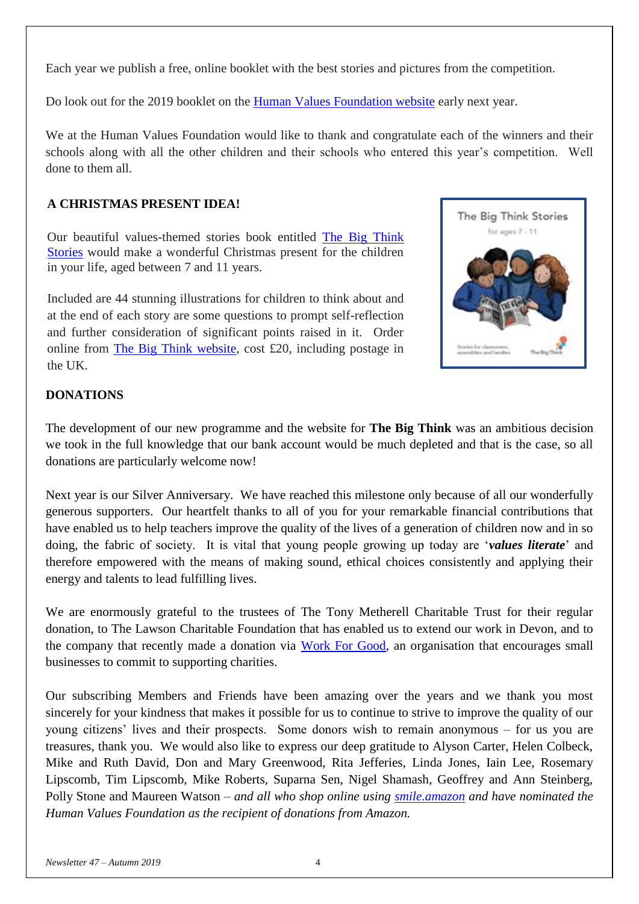Each year we publish a free, online booklet with the best stories and pictures from the competition.

Do look out for the 2019 booklet on the [Human Values Foundation website](#) early next year.

We at the Human Values Foundation would like to thank and congratulate each of the winners and their schools along with all the other children and their schools who entered this year's competition. Well done to them all.

## A CHRISTMAS PRESENT IDEA!

Our beautiful values-themed stories book entitled [The Big Think Stories](#) would make a wonderful Christmas present for the children in your life, aged between 7 and 11 years.

Included are 44 stunning illustrations for children to think about and at the end of each story are some questions to prompt self-reflection and further consideration of significant points raised in it. Order online from [The Big Think website](#), cost £20, including postage in the UK.

## DONATIONS

The development of our new programme and the website for **The Big Think** was an ambitious decision we took in the full knowledge that our bank account would be much depleted and that is the case, so all donations are particularly welcome now!

Next year is our Silver Anniversary. We have reached this milestone only because of all our wonderfully generous supporters. Our heartfelt thanks to all of you for your remarkable financial contributions that have enabled us to help teachers improve the quality of the lives of a generation of children now and in so doing, the fabric of society. It is vital that young people growing up today are '***values literate***' and therefore empowered with the means of making sound, ethical choices consistently and applying their energy and talents to lead fulfilling lives.

We are enormously grateful to the trustees of The Tony Metherell Charitable Trust for their regular donation, to The Lawson Charitable Foundation that has enabled us to extend our work in Devon, and to the company that recently made a donation via [Work For Good](#), an organisation that encourages small businesses to commit to supporting charities.

Our subscribing Members and Friends have been amazing over the years and we thank you most sincerely for your kindness that makes it possible for us to continue to strive to improve the quality of our young citizens' lives and their prospects. Some donors wish to remain anonymous – for us you are treasures, thank you. We would also like to express our deep gratitude to Alyson Carter, Helen Colbeck, Mike and Ruth David, Don and Mary Greenwood, Rita Jefferies, Linda Jones, Iain Lee, Rosemary Lipscomb, Tim Lipscomb, Mike Roberts, Suparna Sen, Nigel Shamash, Geoffrey and Ann Steinberg, Polly Stone and Maureen Watson – *and all who shop online using [smile.amazon](#) and have nominated the Human Values Foundation as the recipient of donations from Amazon.*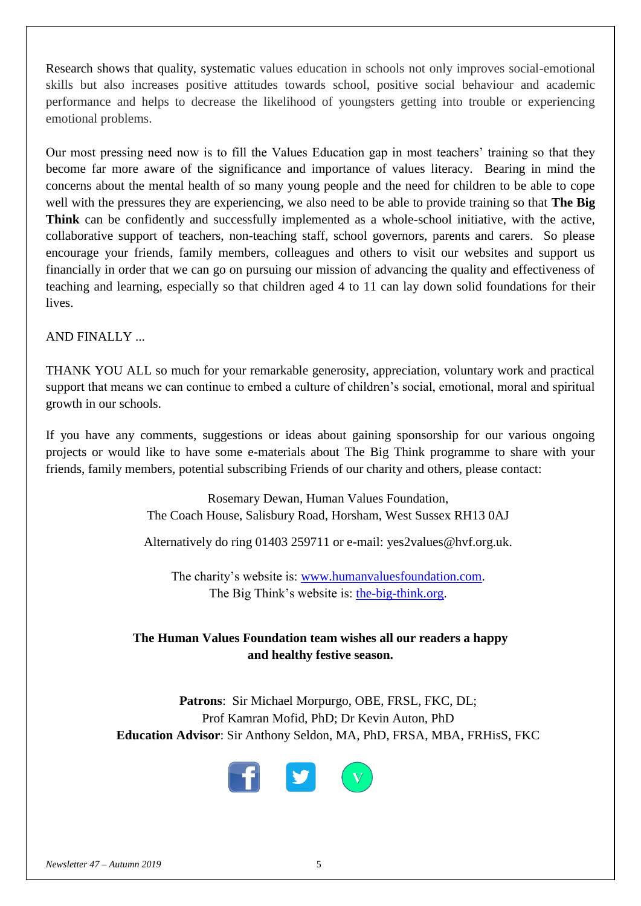Research shows that quality, systematic values education in schools not only improves social-emotional skills but also increases positive attitudes towards school, positive social behaviour and academic performance and helps to decrease the likelihood of youngsters getting into trouble or experiencing emotional problems.

Our most pressing need now is to fill the Values Education gap in most teachers' training so that they become far more aware of the significance and importance of values literacy. Bearing in mind the concerns about the mental health of so many young people and the need for children to be able to cope well with the pressures they are experiencing, we also need to be able to provide training so that **The Big Think** can be confidently and successfully implemented as a whole-school initiative, with the active, collaborative support of teachers, non-teaching staff, school governors, parents and carers. So please encourage your friends, family members, colleagues and others to visit our websites and support us financially in order that we can go on pursuing our mission of advancing the quality and effectiveness of teaching and learning, especially so that children aged 4 to 11 can lay down solid foundations for their lives.

AND FINALLY ...

THANK YOU ALL so much for your remarkable generosity, appreciation, voluntary work and practical support that means we can continue to embed a culture of children's social, emotional, moral and spiritual growth in our schools.

If you have any comments, suggestions or ideas about gaining sponsorship for our various ongoing projects or would like to have some e-materials about The Big Think programme to share with your friends, family members, potential subscribing Friends of our charity and others, please contact:

Rosemary Dewan, Human Values Foundation,
The Coach House, Salisbury Road, Horsham, West Sussex RH13 0AJ

Alternatively do ring 01403 259711 or e-mail: yes2values@hvf.org.uk.

The charity's website is: [www.humanvaluesfoundation.com](http://www.humanvaluesfoundation.com).
The Big Think's website is: [the-big-think.org](http://the-big-think.org).

**The Human Values Foundation team wishes all our readers a happy and healthy festive season.**

**Patrons**: Sir Michael Morpurgo, OBE, FRSL, FKC, DL;
Prof Kamran Mofid, PhD; Dr Kevin Auton, PhD
**Education Advisor**: Sir Anthony Seldon, MA, PhD, FRSA, MBA, FRHisS, FKC